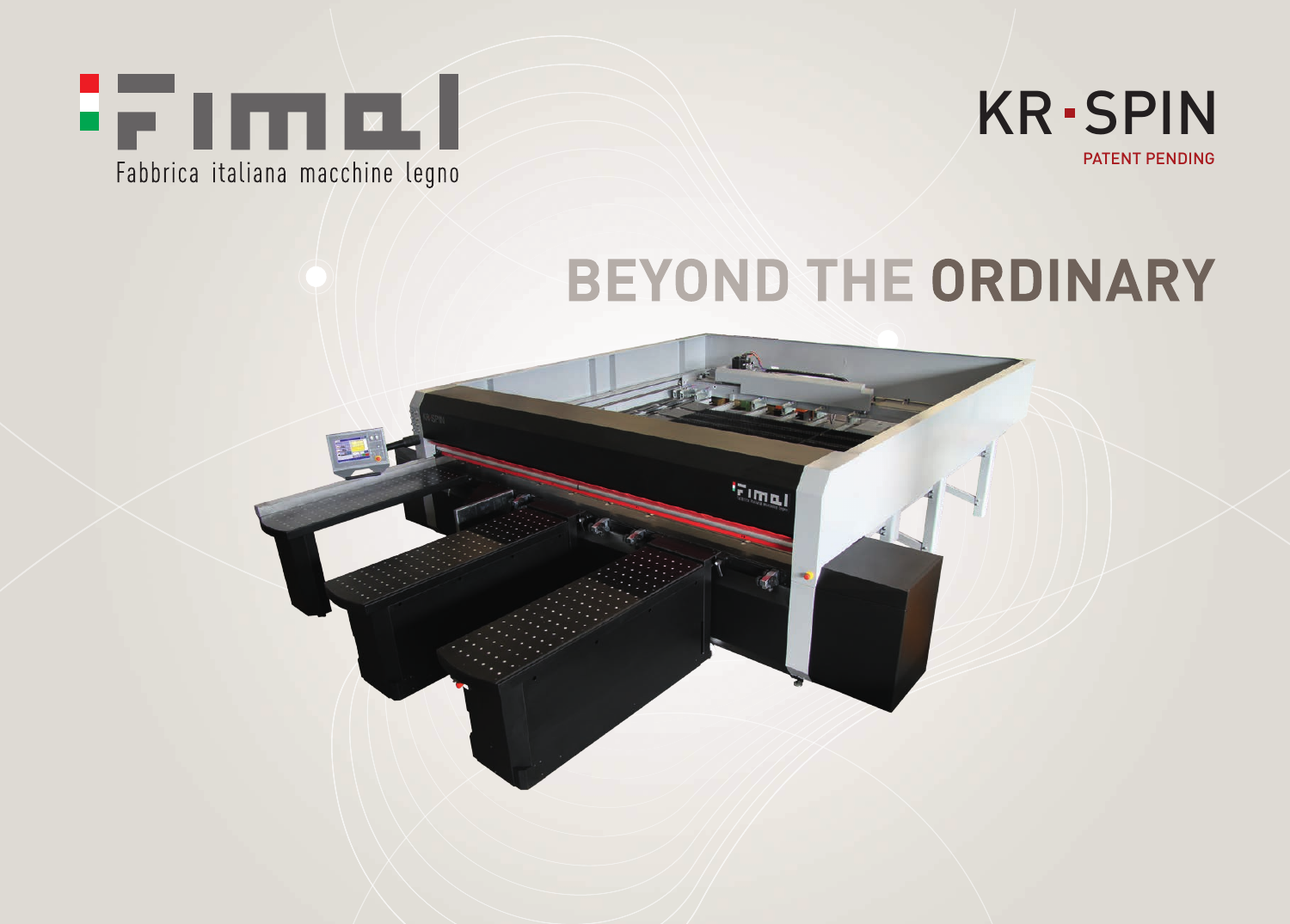# Fimal

Fabbrica italiana macchine legno

# KR-SPIN

PATENT PENDING

## BEYOND THE ORDINARY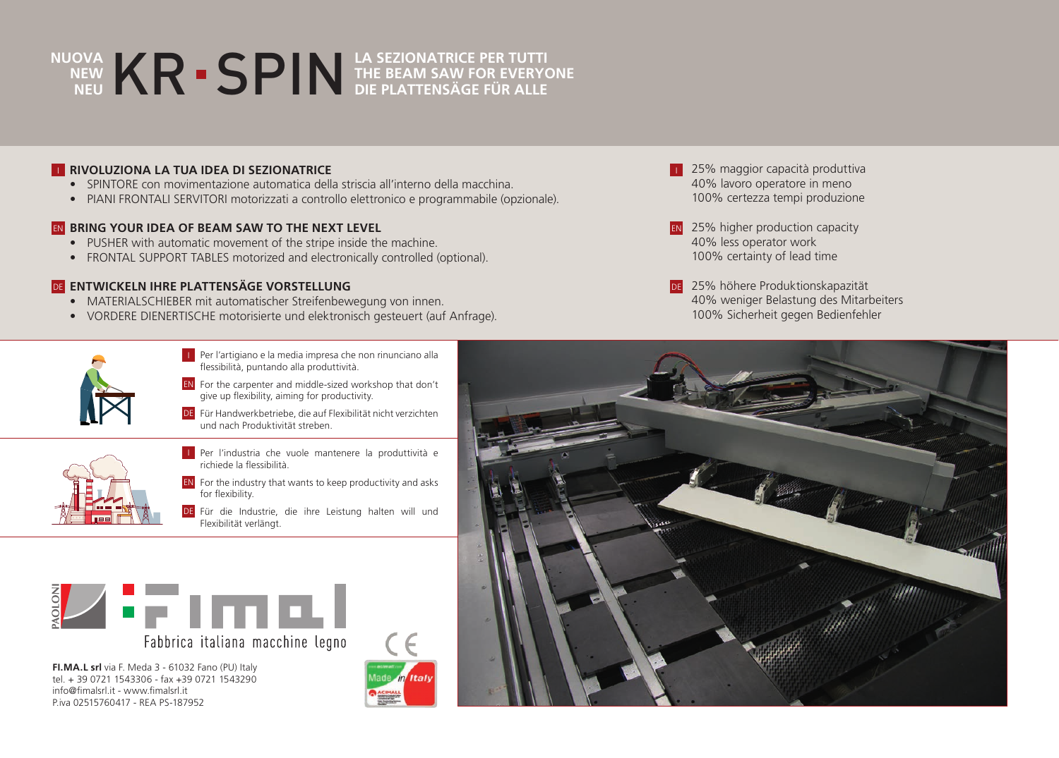# NUOVA / NEW / NEU KR-SPIN

## LA SEZIONATRICE PER TUTTI
## THE BEAM SAW FOR EVERYONE
## DIE PLATTENSÄGE FÜR ALLE

### I RIVOLUZIONA LA TUA IDEA DI SEZIONATRICE

- SPINTORE con movimentazione automatica della striscia all'interno della macchina.
- PIANI FRONTALI SERVITORI motorizzati a controllo elettronico e programmabile (opzionale).

### EN BRING YOUR IDEA OF BEAM SAW TO THE NEXT LEVEL

- PUSHER with automatic movement of the stripe inside the machine.
- FRONTAL SUPPORT TABLES motorized and electronically controlled (optional).

### DE ENTWICKELN IHRE PLATTENSÄGE VORSTELLUNG

- MATERIALSCHIEBER mit automatischer Streifenbewegung von innen.
- VORDERE DIENERTISCHE motorisierte und elektronisch gesteuert (auf Anfrage).

**I**
25% maggior capacità produttiva
40% lavoro operatore in meno
100% certezza tempi produzione

**EN**
25% higher production capacity
40% less operator work
100% certainty of lead time

**DE**
25% höhere Produktionskapazität
40% weniger Belastung des Mitarbeiters
100% Sicherheit gegen Bedienfehler

**I** Per l'artigiano e la media impresa che non rinunciano alla flessibilità, puntando alla produttività.

**EN** For the carpenter and middle-sized workshop that don't give up flexibility, aiming for productivity.

**DE** Für Handwerkbetriebe, die auf Flexibilität nicht verzichten und nach Produktivität streben.

**I** Per l'industria che vuole mantenere la produttività e richiede la flessibilità.

**EN** For the industry that wants to keep productivity and asks for flexibility.

**DE** Für die Industrie, die ihre Leistung halten will und Flexibilität verlängt.

PAOLONI FIMAL
Fabbrica italiana macchine legno

**FI.MA.L srl** via F. Meda 3 - 61032 Fano (PU) Italy
tel. + 39 0721 1543306 - fax +39 0721 1543290
info@fimalsrl.it - www.fimalsrl.it
P.iva 02515760417 - REA PS-187952

CE
Made in Italy
ACIMALL